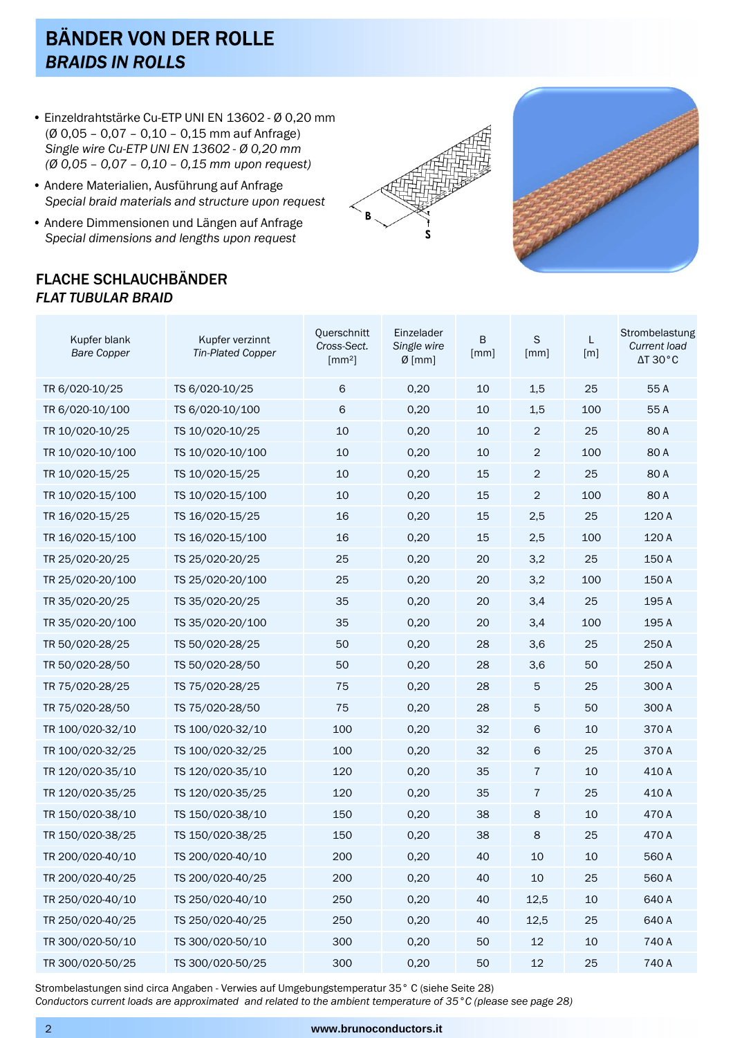# BÄNDER VON DER ROLLE
## *BRAIDS IN ROLLS*

- Einzeldrahtstärke Cu-ETP UNI EN 13602 - Ø 0,20 mm (Ø 0,05 – 0,07 – 0,10 – 0,15 mm auf Anfrage)
  *Single wire Cu-ETP UNI EN 13602 - Ø 0,20 mm (Ø 0,05 – 0,07 – 0,10 – 0,15 mm upon request)*
- Andere Materialien, Ausführung auf Anfrage
  *Special braid materials and structure upon request*
- Andere Dimmensionen und Längen auf Anfrage
  *Special dimensions and lengths upon request*

## FLACHE SCHLAUCHBÄNDER
### *FLAT TUBULAR BRAID*

| Kupfer blank *Bare Copper* | Kupfer verzinnt *Tin-Plated Copper* | Querschnitt *Cross-Sect.* [mm²] | Einzelader *Single wire* Ø [mm] | B [mm] | S [mm] | L [m] | Strombelastung *Current load* ΔT 30°C |
|---|---|---|---|---|---|---|---|
| TR 6/020-10/25 | TS 6/020-10/25 | 6 | 0,20 | 10 | 1,5 | 25 | 55 A |
| TR 6/020-10/100 | TS 6/020-10/100 | 6 | 0,20 | 10 | 1,5 | 100 | 55 A |
| TR 10/020-10/25 | TS 10/020-10/25 | 10 | 0,20 | 10 | 2 | 25 | 80 A |
| TR 10/020-10/100 | TS 10/020-10/100 | 10 | 0,20 | 10 | 2 | 100 | 80 A |
| TR 10/020-15/25 | TS 10/020-15/25 | 10 | 0,20 | 15 | 2 | 25 | 80 A |
| TR 10/020-15/100 | TS 10/020-15/100 | 10 | 0,20 | 15 | 2 | 100 | 80 A |
| TR 16/020-15/25 | TS 16/020-15/25 | 16 | 0,20 | 15 | 2,5 | 25 | 120 A |
| TR 16/020-15/100 | TS 16/020-15/100 | 16 | 0,20 | 15 | 2,5 | 100 | 120 A |
| TR 25/020-20/25 | TS 25/020-20/25 | 25 | 0,20 | 20 | 3,2 | 25 | 150 A |
| TR 25/020-20/100 | TS 25/020-20/100 | 25 | 0,20 | 20 | 3,2 | 100 | 150 A |
| TR 35/020-20/25 | TS 35/020-20/25 | 35 | 0,20 | 20 | 3,4 | 25 | 195 A |
| TR 35/020-20/100 | TS 35/020-20/100 | 35 | 0,20 | 20 | 3,4 | 100 | 195 A |
| TR 50/020-28/25 | TS 50/020-28/25 | 50 | 0,20 | 28 | 3,6 | 25 | 250 A |
| TR 50/020-28/50 | TS 50/020-28/50 | 50 | 0,20 | 28 | 3,6 | 50 | 250 A |
| TR 75/020-28/25 | TS 75/020-28/25 | 75 | 0,20 | 28 | 5 | 25 | 300 A |
| TR 75/020-28/50 | TS 75/020-28/50 | 75 | 0,20 | 28 | 5 | 50 | 300 A |
| TR 100/020-32/10 | TS 100/020-32/10 | 100 | 0,20 | 32 | 6 | 10 | 370 A |
| TR 100/020-32/25 | TS 100/020-32/25 | 100 | 0,20 | 32 | 6 | 25 | 370 A |
| TR 120/020-35/10 | TS 120/020-35/10 | 120 | 0,20 | 35 | 7 | 10 | 410 A |
| TR 120/020-35/25 | TS 120/020-35/25 | 120 | 0,20 | 35 | 7 | 25 | 410 A |
| TR 150/020-38/10 | TS 150/020-38/10 | 150 | 0,20 | 38 | 8 | 10 | 470 A |
| TR 150/020-38/25 | TS 150/020-38/25 | 150 | 0,20 | 38 | 8 | 25 | 470 A |
| TR 200/020-40/10 | TS 200/020-40/10 | 200 | 0,20 | 40 | 10 | 10 | 560 A |
| TR 200/020-40/25 | TS 200/020-40/25 | 200 | 0,20 | 40 | 10 | 25 | 560 A |
| TR 250/020-40/10 | TS 250/020-40/10 | 250 | 0,20 | 40 | 12,5 | 10 | 640 A |
| TR 250/020-40/25 | TS 250/020-40/25 | 250 | 0,20 | 40 | 12,5 | 25 | 640 A |
| TR 300/020-50/10 | TS 300/020-50/10 | 300 | 0,20 | 50 | 12 | 10 | 740 A |
| TR 300/020-50/25 | TS 300/020-50/25 | 300 | 0,20 | 50 | 12 | 25 | 740 A |

Strombelastungen sind circa Angaben - Verwies auf Umgebungstemperatur 35° C (siehe Seite 28)
*Conductors current loads are approximated and related to the ambient temperature of 35°C (please see page 28)*

www.brunoconductors.it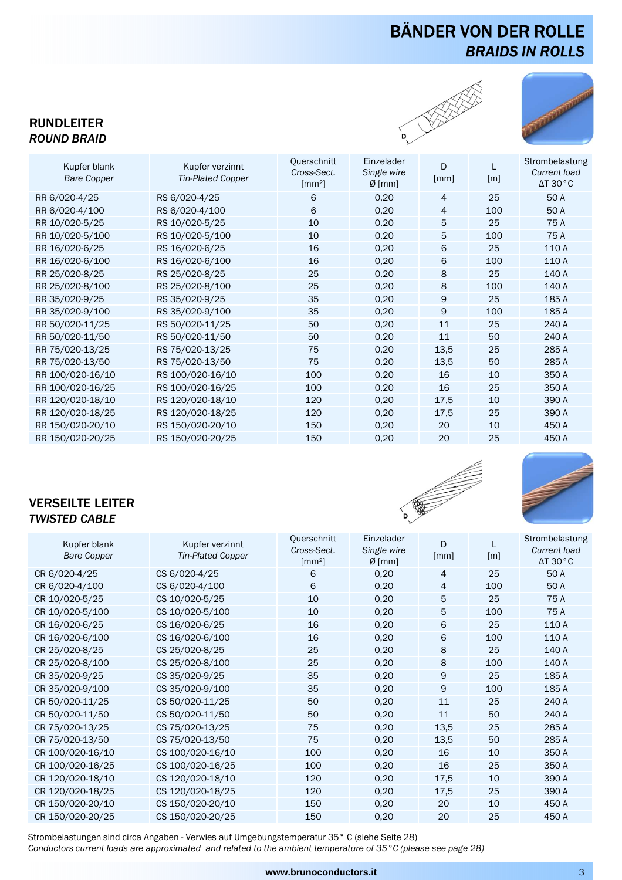# BÄNDER VON DER ROLLE
# *BRAIDS IN ROLLS*

## RUNDLEITER
## *ROUND BRAID*

D

| Kupfer blank *Bare Copper* | Kupfer verzinnt *Tin-Plated Copper* | Querschnitt *Cross-Sect.* [mm²] | Einzelader *Single wire* Ø [mm] | D [mm] | L [m] | Strombelastung *Current load* ΔT 30°C |
|---|---|---|---|---|---|---|
| RR 6/020-4/25 | RS 6/020-4/25 | 6 | 0,20 | 4 | 25 | 50 A |
| RR 6/020-4/100 | RS 6/020-4/100 | 6 | 0,20 | 4 | 100 | 50 A |
| RR 10/020-5/25 | RS 10/020-5/25 | 10 | 0,20 | 5 | 25 | 75 A |
| RR 10/020-5/100 | RS 10/020-5/100 | 10 | 0,20 | 5 | 100 | 75 A |
| RR 16/020-6/25 | RS 16/020-6/25 | 16 | 0,20 | 6 | 25 | 110 A |
| RR 16/020-6/100 | RS 16/020-6/100 | 16 | 0,20 | 6 | 100 | 110 A |
| RR 25/020-8/25 | RS 25/020-8/25 | 25 | 0,20 | 8 | 25 | 140 A |
| RR 25/020-8/100 | RS 25/020-8/100 | 25 | 0,20 | 8 | 100 | 140 A |
| RR 35/020-9/25 | RS 35/020-9/25 | 35 | 0,20 | 9 | 25 | 185 A |
| RR 35/020-9/100 | RS 35/020-9/100 | 35 | 0,20 | 9 | 100 | 185 A |
| RR 50/020-11/25 | RS 50/020-11/25 | 50 | 0,20 | 11 | 25 | 240 A |
| RR 50/020-11/50 | RS 50/020-11/50 | 50 | 0,20 | 11 | 50 | 240 A |
| RR 75/020-13/25 | RS 75/020-13/25 | 75 | 0,20 | 13,5 | 25 | 285 A |
| RR 75/020-13/50 | RS 75/020-13/50 | 75 | 0,20 | 13,5 | 50 | 285 A |
| RR 100/020-16/10 | RS 100/020-16/10 | 100 | 0,20 | 16 | 10 | 350 A |
| RR 100/020-16/25 | RS 100/020-16/25 | 100 | 0,20 | 16 | 25 | 350 A |
| RR 120/020-18/10 | RS 120/020-18/10 | 120 | 0,20 | 17,5 | 10 | 390 A |
| RR 120/020-18/25 | RS 120/020-18/25 | 120 | 0,20 | 17,5 | 25 | 390 A |
| RR 150/020-20/10 | RS 150/020-20/10 | 150 | 0,20 | 20 | 10 | 450 A |
| RR 150/020-20/25 | RS 150/020-20/25 | 150 | 0,20 | 20 | 25 | 450 A |

## VERSEILTE LEITER
## *TWISTED CABLE*

D

| Kupfer blank *Bare Copper* | Kupfer verzinnt *Tin-Plated Copper* | Querschnitt *Cross-Sect.* [mm²] | Einzelader *Single wire* Ø [mm] | D [mm] | L [m] | Strombelastung *Current load* ΔT 30°C |
|---|---|---|---|---|---|---|
| CR 6/020-4/25 | CS 6/020-4/25 | 6 | 0,20 | 4 | 25 | 50 A |
| CR 6/020-4/100 | CS 6/020-4/100 | 6 | 0,20 | 4 | 100 | 50 A |
| CR 10/020-5/25 | CS 10/020-5/25 | 10 | 0,20 | 5 | 25 | 75 A |
| CR 10/020-5/100 | CS 10/020-5/100 | 10 | 0,20 | 5 | 100 | 75 A |
| CR 16/020-6/25 | CS 16/020-6/25 | 16 | 0,20 | 6 | 25 | 110 A |
| CR 16/020-6/100 | CS 16/020-6/100 | 16 | 0,20 | 6 | 100 | 110 A |
| CR 25/020-8/25 | CS 25/020-8/25 | 25 | 0,20 | 8 | 25 | 140 A |
| CR 25/020-8/100 | CS 25/020-8/100 | 25 | 0,20 | 8 | 100 | 140 A |
| CR 35/020-9/25 | CS 35/020-9/25 | 35 | 0,20 | 9 | 25 | 185 A |
| CR 35/020-9/100 | CS 35/020-9/100 | 35 | 0,20 | 9 | 100 | 185 A |
| CR 50/020-11/25 | CS 50/020-11/25 | 50 | 0,20 | 11 | 25 | 240 A |
| CR 50/020-11/50 | CS 50/020-11/50 | 50 | 0,20 | 11 | 50 | 240 A |
| CR 75/020-13/25 | CS 75/020-13/25 | 75 | 0,20 | 13,5 | 25 | 285 A |
| CR 75/020-13/50 | CS 75/020-13/50 | 75 | 0,20 | 13,5 | 50 | 285 A |
| CR 100/020-16/10 | CS 100/020-16/10 | 100 | 0,20 | 16 | 10 | 350 A |
| CR 100/020-16/25 | CS 100/020-16/25 | 100 | 0,20 | 16 | 25 | 350 A |
| CR 120/020-18/10 | CS 120/020-18/10 | 120 | 0,20 | 17,5 | 10 | 390 A |
| CR 120/020-18/25 | CS 120/020-18/25 | 120 | 0,20 | 17,5 | 25 | 390 A |
| CR 150/020-20/10 | CS 150/020-20/10 | 150 | 0,20 | 20 | 10 | 450 A |
| CR 150/020-20/25 | CS 150/020-20/25 | 150 | 0,20 | 20 | 25 | 450 A |

Strombelastungen sind circa Angaben - Verwies auf Umgebungstemperatur 35° C (siehe Seite 28)
*Conductors current loads are approximated and related to the ambient temperature of 35°C (please see page 28)*

www.brunoconductors.it